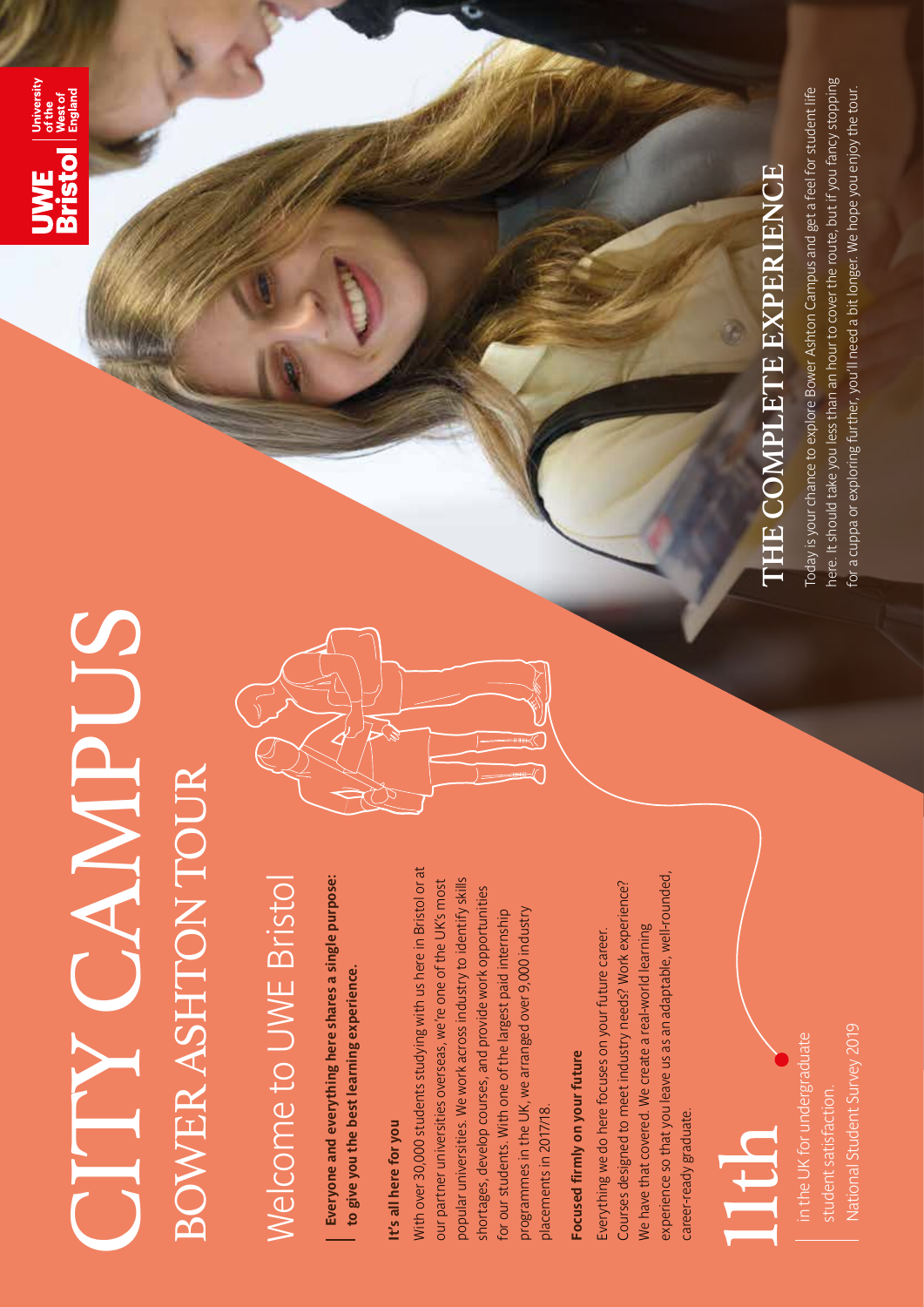# CITY CAMPUS

## BOWER ASHTON TOUR

## Welcome to UWE Bristol

**Everyone and everything here shares a single purpose: to give you the best learning experience.**

**It's all here for you**

With over 30,000 students studying with us here in Bristol or at our partner universities overseas, we're one of the UK's most popular universities. We work across industry to identify skills shortages, develop courses, and provide work opportunities for our students. With one of the largest paid internship programmes in the UK, we arranged over 9,000 industry placements in 2017/18.

**Focused firmly on your future**

Everything we do here focuses on your future career. Courses designed to meet industry needs? Work experience? We have that covered. We create a real-world learning experience so that you leave us as an adaptable, well-rounded, career-ready graduate.

11th

in the UK for undergraduate student satisfaction.

National Student Survey 2019

## THE COMPLETE EXPERIENCE

Today is your chance to explore Bower Ashton Campus and get a feel for student life here. It should take you less than an hour to cover the route, but if you fancy stopping for a cuppa or exploring further, you'll need a bit longer. We hope you enjoy the tour.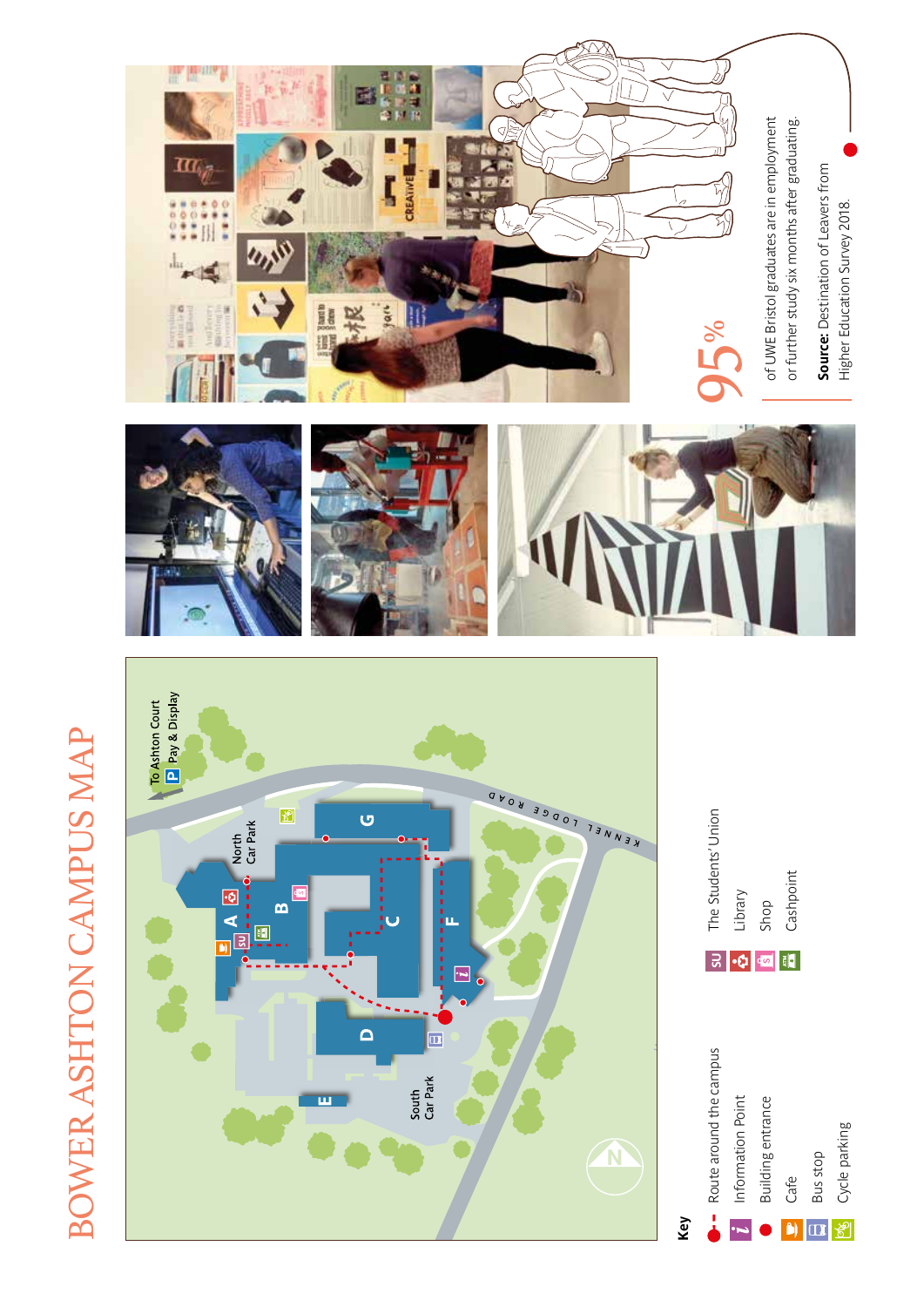# BOWER ASHTON CAMPUS MAP

To Ashton Court
P Pay & Display

North Car Park

South Car Park

KENNEL LODGE ROAD

A B C D E F G

**Key**

- Route around the campus
- Information Point
- Building entrance
- Cafe
- Bus stop
- Cycle parking
- The Students' Union
- Library
- Shop
- Cashpoint

## 95%

of UWE Bristol graduates are in employment or further study six months after graduating.

**Source:** Destination of Leavers from Higher Education Survey 2018.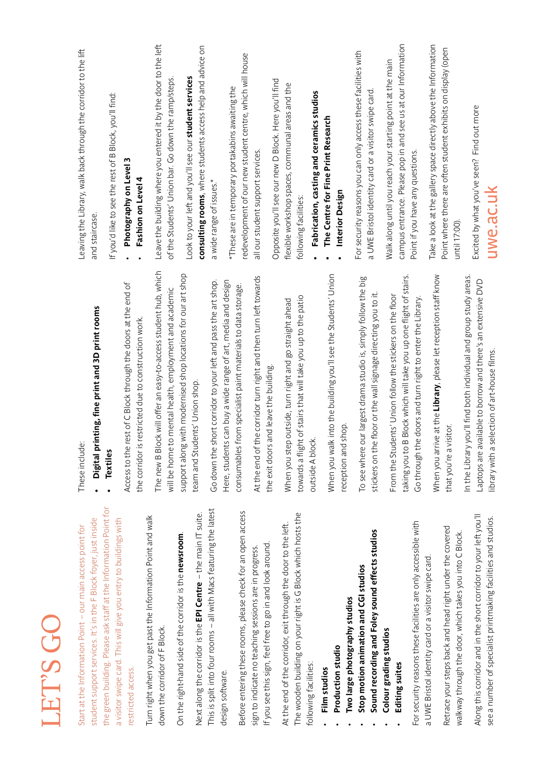# LET'S GO

Start at the Information Point – our main access point for student support services. It's in the F Block foyer, just inside the green building. Please ask staff at the Information Point for a visitor swipe card. This will give you entry to buildings with restricted access.

Turn right when you get past the Information Point and walk down the corridor of F Block.

On the right-hand side of the corridor is the **newsroom**.

Next along the corridor is the **EPI Centre** – the main IT suite. This is split into four rooms – all with Macs featuring the latest design software.

Before entering these rooms, please check for an open access sign to indicate no teaching sessions are in progress. If you see this sign, feel free to go in and look around.

At the end of the corridor, exit through the door to the left. The wooden building on your right is G Block which hosts the following facilities:

- **Film studios**
- **Production studio**
- **Two large photography studios**
- **Stop motion animation and CGI studios**
- **Sound recording and Foley sound effects studios**
- **Colour grading studios**
- **Editing suites**

For security reasons these facilities are only accessible with a UWE Bristol identity card or a visitor swipe card.

Retrace your steps back and head right under the covered walkway through the door, which takes you into C Block.

Along this corridor and in the short corridor to your left you'll see a number of specialist printmaking facilities and studios.

These include:

- **Digital printing, fine print and 3D print rooms**
- **Textiles**

Access to the rest of C Block through the doors at the end of the corridor is restricted due to construction work.

The new B Block will offer an easy-to-access student hub, which will be home to mental health, employment and academic support along with modernised shop locations for our art shop team and Students' Union shop.

Go down the short corridor to your left and pass the art shop. Here, students can buy a wide range of art, media and design consumables from specialist paint materials to data storage.

At the end of the corridor turn right and then turn left towards the exit doors and leave the building.

When you step outside, turn right and go straight ahead towards a flight of stairs that will take you up to the patio outside A block.

When you walk into the building you'll see the Students' Union reception and shop.

To see where our largest drama studio is, simply follow the big stickers on the floor or the wall signage directing you to it.

From the Students' Union follow the stickers on the floor taking you to B Block which will take you up one flight of stairs. Go through the doors and turn right to enter the Library.

When you arrive at the **Library**, please let reception staff know that you're a visitor.

In the Library you'll find both individual and group study areas. Laptops are available to borrow and there's an extensive DVD library with a selection of art-house films.

Leaving the Library, walk back through the corridor to the lift and staircase.

If you'd like to see the rest of B Block, you'll find:

- **Photography on Level 3**
- **Fashion on Level 4**

Leave the building where you entered it by the door to the left of the Students' Union bar. Go down the ramp/steps.

Look to your left and you'll see our **student services consulting rooms**, where students access help and advice on a wide range of issues.*

*These are in temporary portakabins awaiting the redevelopment of our new student centre, which will house all our student support services.

Opposite you'll see our new D Block. Here you'll find flexible workshop spaces, communal areas and the following facilities:

- **Fabrication, casting and ceramics studios**
- **The Centre for Fine Print Research**
- **Interior Design**

For security reasons you can only access these facilities with a UWE Bristol identity card or a visitor swipe card.

Walk along until you reach your starting point at the main campus entrance. Please pop in and see us at our Information Point if you have any questions.

Take a look at the gallery space directly above the Information Point where there are often student exhibits on display (open until 17:00).

Excited by what you've seen? Find out more

**uwe.ac.uk**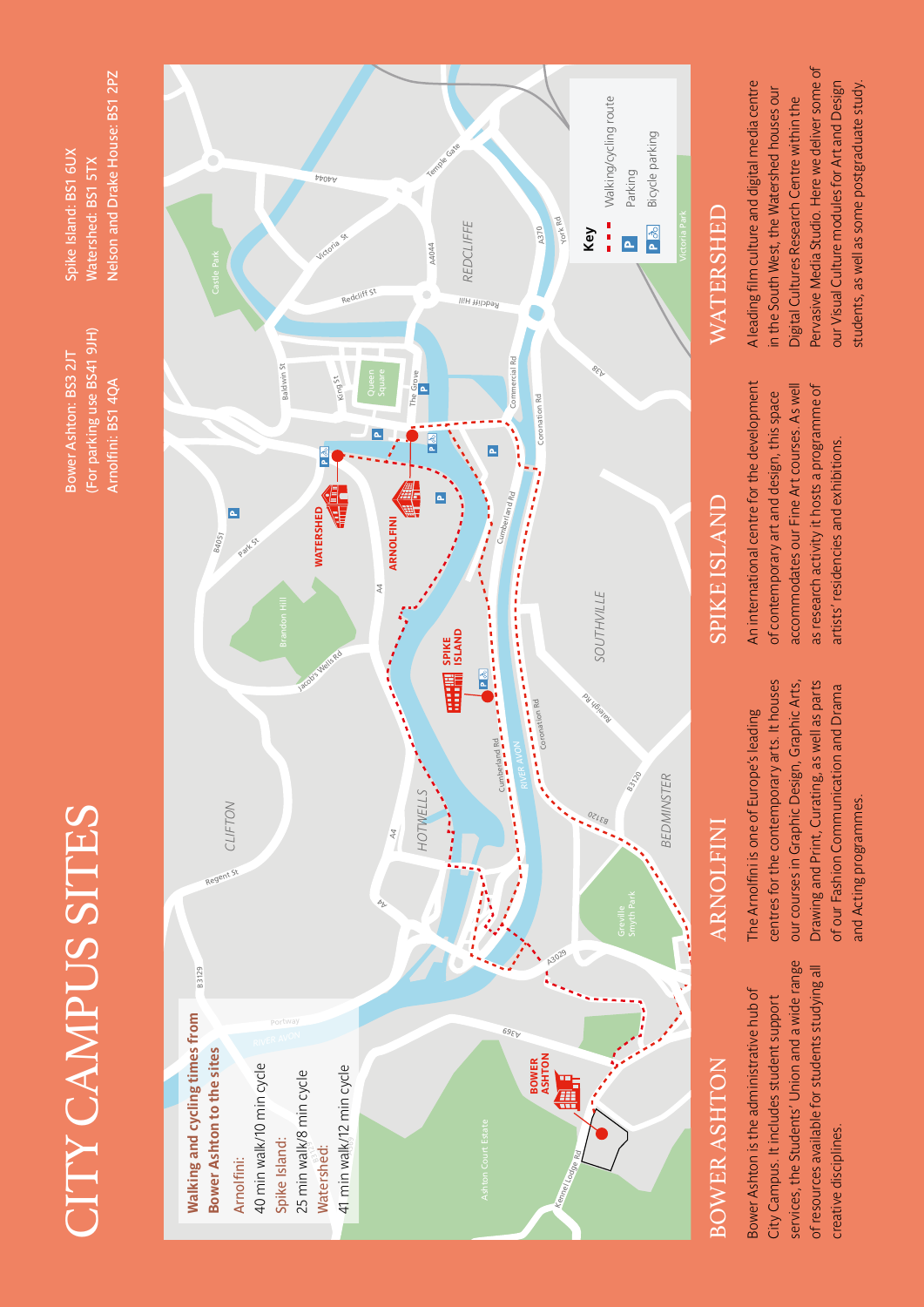# CITY CAMPUS SITES

Bower Ashton: BS3 2JT
(For parking use BS41 9JH)
Arnolfini: BS1 4QA

Spike Island: BS1 6UX
Watershed: BS1 5TX
Nelson and Drake House: BS1 2PZ

**Walking and cycling times from Bower Ashton to the sites**

Arnolfini:
40 min walk/10 min cycle

Spike Island:
25 min walk/8 min cycle

Watershed:
41 min walk/12 min cycle

**Key**

Walking/cycling route

Parking

Bicycle parking

## BOWER ASHTON

Bower Ashton is the administrative hub of City Campus. It includes student support services, the Students' Union and a wide range of resources available for students studying all creative disciplines.

## ARNOLFINI

The Arnolfini is one of Europe's leading centres for the contemporary arts. It houses our courses in Graphic Design, Graphic Arts, Drawing and Print, Curating, as well as parts of our Fashion Communication and Drama and Acting programmes.

## SPIKE ISLAND

An international centre for the development of contemporary art and design, this space accommodates our Fine Art courses. As well as research activity it hosts a programme of artists' residencies and exhibitions.

## WATERSHED

A leading film culture and digital media centre in the South West, the Watershed houses our Digital Cultures Research Centre within the Pervasive Media Studio. Here we deliver some of our Visual Culture modules for Art and Design students, as well as some postgraduate study.